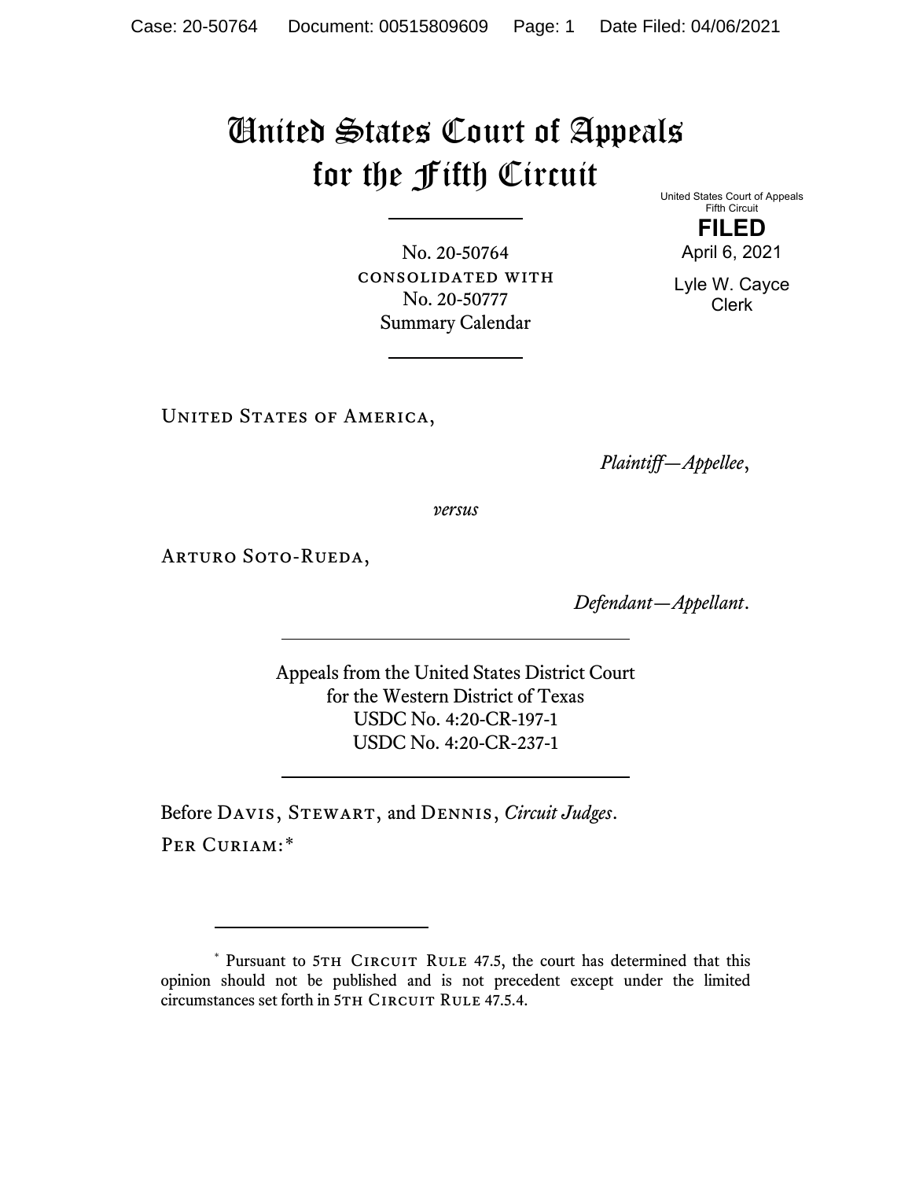# United States Court of Appeals for the Fifth Circuit

United States Court of Appeals
Fifth Circuit

**FILED**

April 6, 2021

Lyle W. Cayce
Clerk

---

No. 20-50764
CONSOLIDATED WITH
No. 20-50777
Summary Calendar

---

UNITED STATES OF AMERICA,

*Plaintiff—Appellee*,

*versus*

ARTURO SOTO-RUEDA,

*Defendant—Appellant*.

---

Appeals from the United States District Court
for the Western District of Texas
USDC No. 4:20-CR-197-1
USDC No. 4:20-CR-237-1

---

Before DAVIS, STEWART, and DENNIS, *Circuit Judges*.

PER CURIAM:*

---

\* Pursuant to 5TH CIRCUIT RULE 47.5, the court has determined that this opinion should not be published and is not precedent except under the limited circumstances set forth in 5TH CIRCUIT RULE 47.5.4.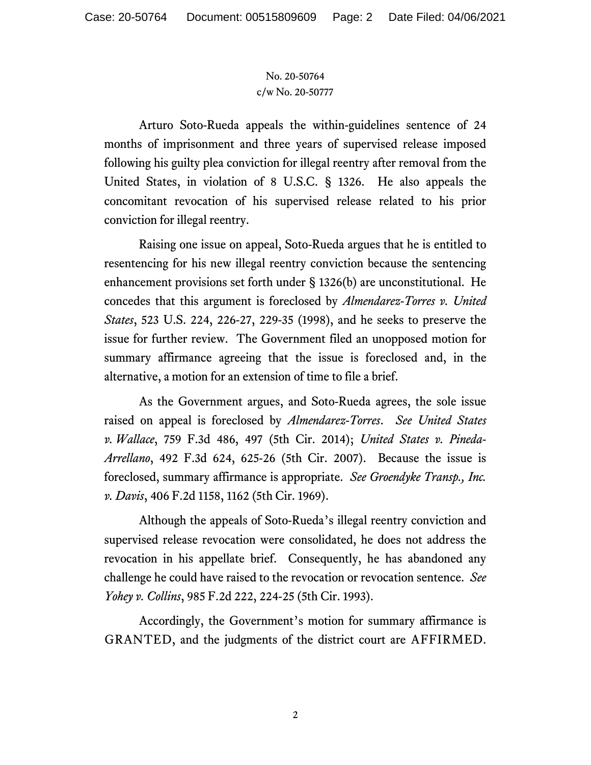No. 20-50764
c/w No. 20-50777

Arturo Soto-Rueda appeals the within-guidelines sentence of 24 months of imprisonment and three years of supervised release imposed following his guilty plea conviction for illegal reentry after removal from the United States, in violation of 8 U.S.C. § 1326. He also appeals the concomitant revocation of his supervised release related to his prior conviction for illegal reentry.

Raising one issue on appeal, Soto-Rueda argues that he is entitled to resentencing for his new illegal reentry conviction because the sentencing enhancement provisions set forth under § 1326(b) are unconstitutional. He concedes that this argument is foreclosed by *Almendarez-Torres v. United States*, 523 U.S. 224, 226-27, 229-35 (1998), and he seeks to preserve the issue for further review. The Government filed an unopposed motion for summary affirmance agreeing that the issue is foreclosed and, in the alternative, a motion for an extension of time to file a brief.

As the Government argues, and Soto-Rueda agrees, the sole issue raised on appeal is foreclosed by *Almendarez-Torres*. *See United States v. Wallace*, 759 F.3d 486, 497 (5th Cir. 2014); *United States v. Pineda-Arrellano*, 492 F.3d 624, 625-26 (5th Cir. 2007). Because the issue is foreclosed, summary affirmance is appropriate. *See Groendyke Transp., Inc. v. Davis*, 406 F.2d 1158, 1162 (5th Cir. 1969).

Although the appeals of Soto-Rueda's illegal reentry conviction and supervised release revocation were consolidated, he does not address the revocation in his appellate brief. Consequently, he has abandoned any challenge he could have raised to the revocation or revocation sentence. *See Yohey v. Collins*, 985 F.2d 222, 224-25 (5th Cir. 1993).

Accordingly, the Government's motion for summary affirmance is GRANTED, and the judgments of the district court are AFFIRMED.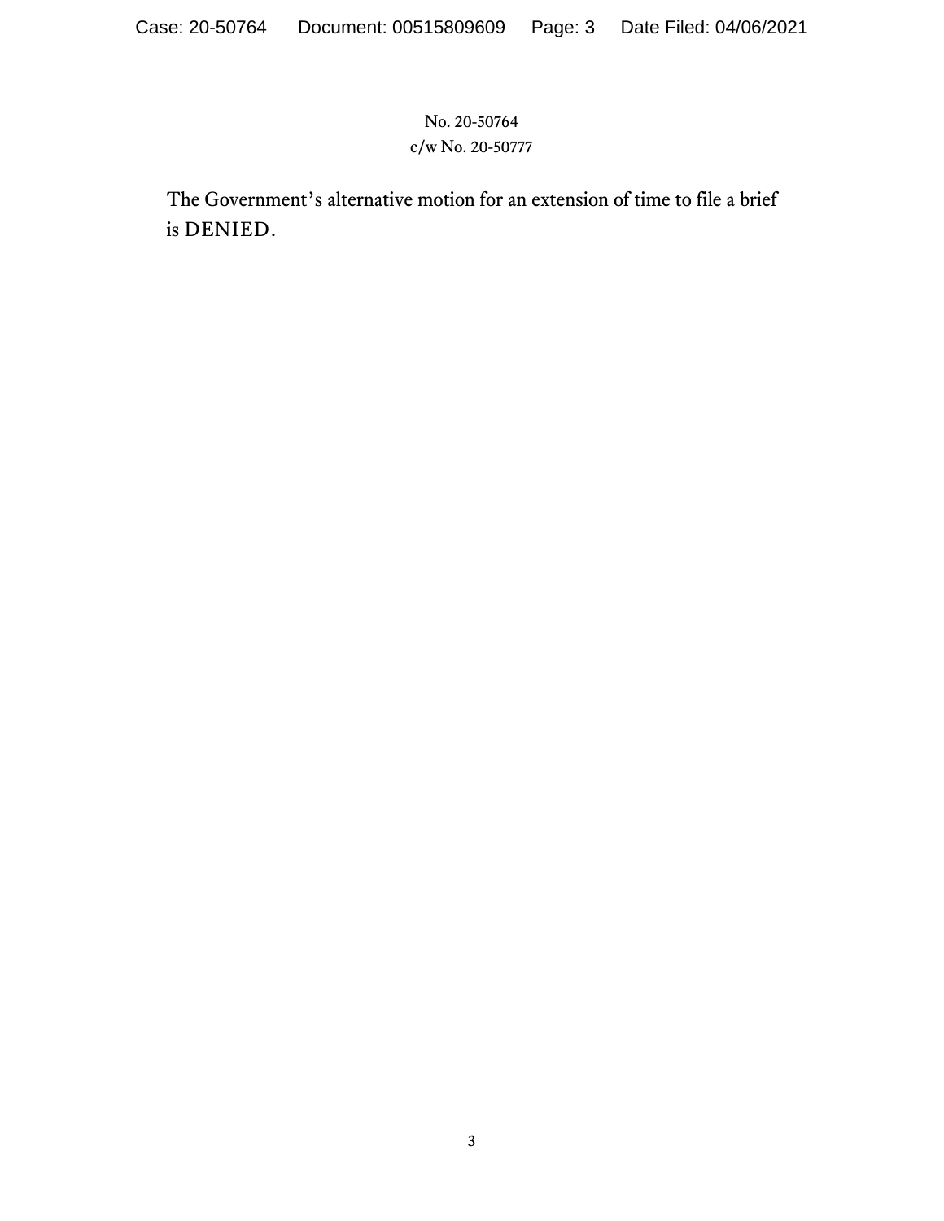No. 20-50764
c/w No. 20-50777

The Government's alternative motion for an extension of time to file a brief is DENIED.